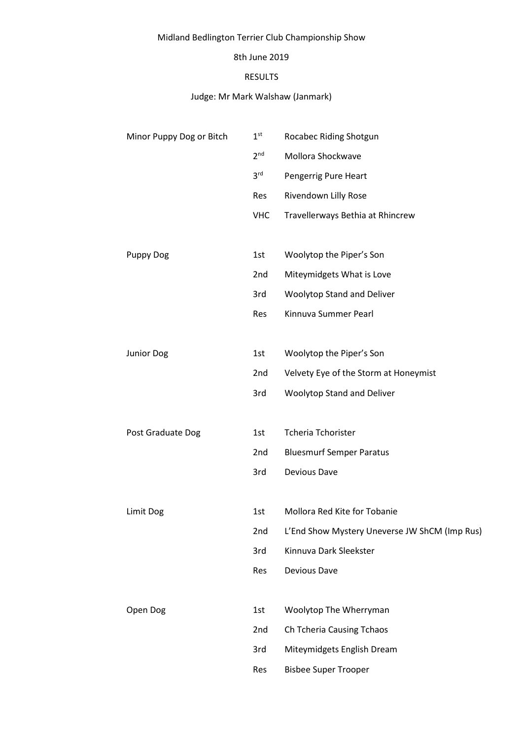Midland Bedlington Terrier Club Championship Show

8th June 2019

RESULTS

Judge: Mr Mark Walshaw (Janmark)

| Class | Place | Name |
|---|---|---|
| Minor Puppy Dog or Bitch | 1st | Rocabec Riding Shotgun |
| | 2nd | Mollora Shockwave |
| | 3rd | Pengerrig Pure Heart |
| | Res | Rivendown Lilly Rose |
| | VHC | Travellerways Bethia at Rhincrew |
| Puppy Dog | 1st | Woolytop the Piper's Son |
| | 2nd | Miteymidgets What is Love |
| | 3rd | Woolytop Stand and Deliver |
| | Res | Kinnuva Summer Pearl |
| Junior Dog | 1st | Woolytop the Piper's Son |
| | 2nd | Velvety Eye of the Storm at Honeymist |
| | 3rd | Woolytop Stand and Deliver |
| Post Graduate Dog | 1st | Tcheria Tchorister |
| | 2nd | Bluesmurf Semper Paratus |
| | 3rd | Devious Dave |
| Limit Dog | 1st | Mollora Red Kite for Tobanie |
| | 2nd | L'End Show Mystery Uneverse JW ShCM (Imp Rus) |
| | 3rd | Kinnuva Dark Sleekster |
| | Res | Devious Dave |
| Open Dog | 1st | Woolytop The Wherryman |
| | 2nd | Ch Tcheria Causing Tchaos |
| | 3rd | Miteymidgets English Dream |
| | Res | Bisbee Super Trooper |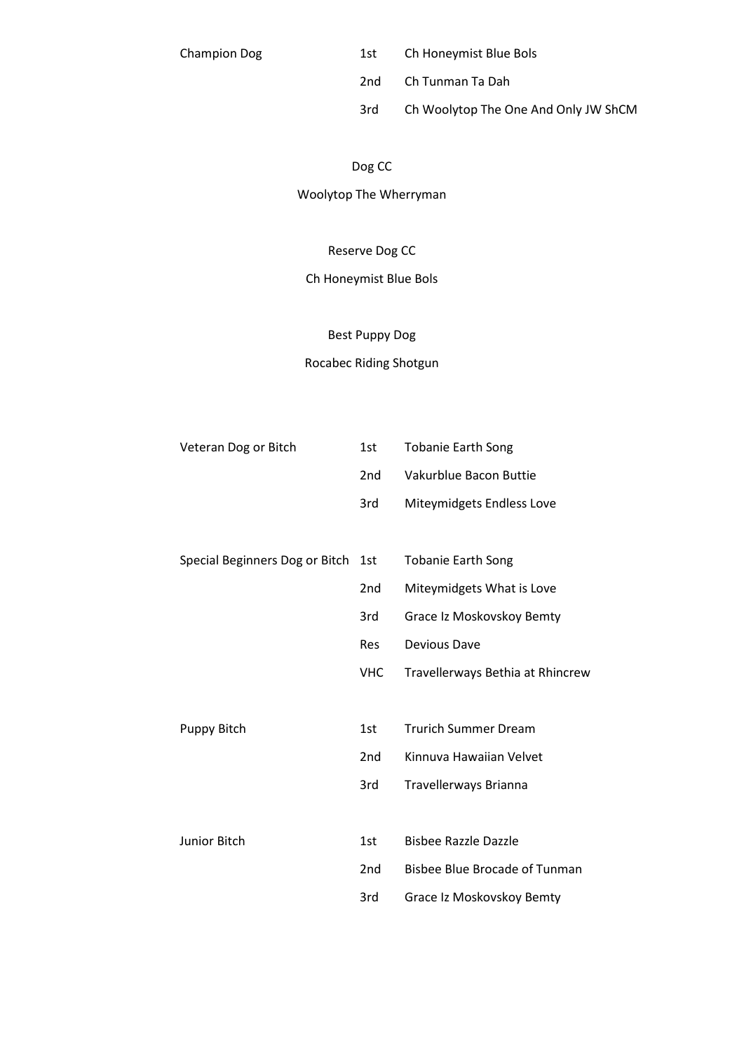| Class | Place | Name |
|---|---|---|
| Champion Dog | 1st | Ch Honeymist Blue Bols |
| | 2nd | Ch Tunman Ta Dah |
| | 3rd | Ch Woolytop The One And Only JW ShCM |

Dog CC

Woolytop The Wherryman

Reserve Dog CC

Ch Honeymist Blue Bols

Best Puppy Dog

Rocabec Riding Shotgun

| Class | Place | Name |
|---|---|---|
| Veteran Dog or Bitch | 1st | Tobanie Earth Song |
| | 2nd | Vakurblue Bacon Buttie |
| | 3rd | Miteymidgets Endless Love |
| Special Beginners Dog or Bitch | 1st | Tobanie Earth Song |
| | 2nd | Miteymidgets What is Love |
| | 3rd | Grace Iz Moskovskoy Bemty |
| | Res | Devious Dave |
| | VHC | Travellerways Bethia at Rhincrew |
| Puppy Bitch | 1st | Trurich Summer Dream |
| | 2nd | Kinnuva Hawaiian Velvet |
| | 3rd | Travellerways Brianna |
| Junior Bitch | 1st | Bisbee Razzle Dazzle |
| | 2nd | Bisbee Blue Brocade of Tunman |
| | 3rd | Grace Iz Moskovskoy Bemty |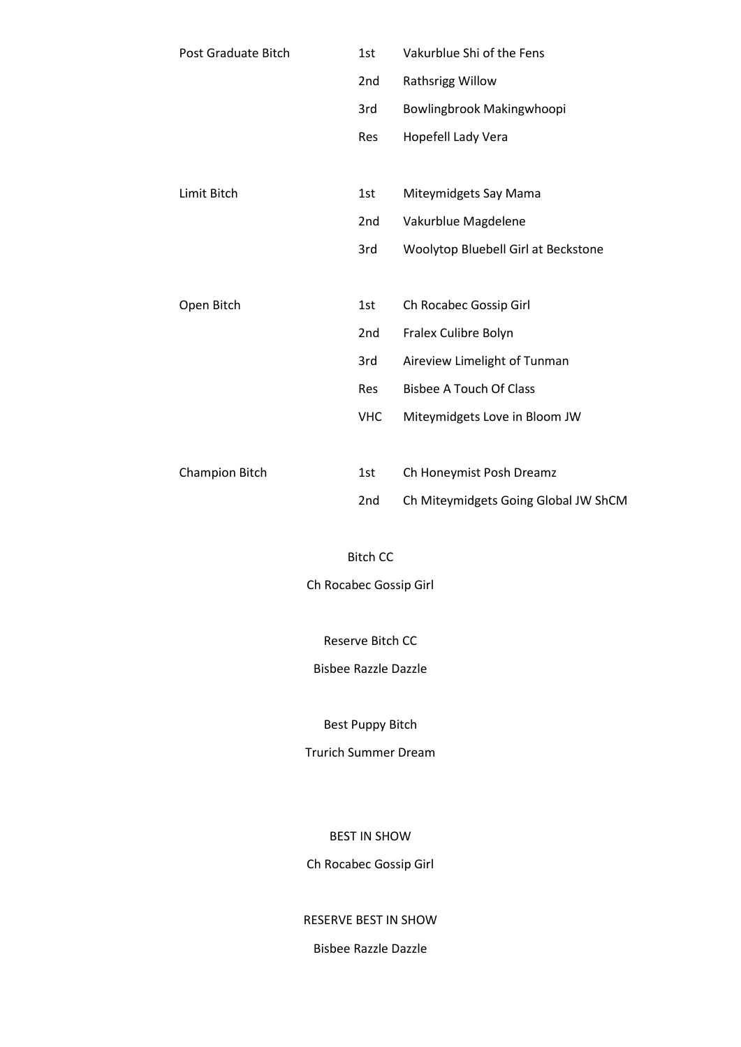| Class | Place | Name |
|---|---|---|
| Post Graduate Bitch | 1st | Vakurblue Shi of the Fens |
| | 2nd | Rathsrigg Willow |
| | 3rd | Bowlingbrook Makingwhoopi |
| | Res | Hopefell Lady Vera |
| Limit Bitch | 1st | Miteymidgets Say Mama |
| | 2nd | Vakurblue Magdelene |
| | 3rd | Woolytop Bluebell Girl at Beckstone |
| Open Bitch | 1st | Ch Rocabec Gossip Girl |
| | 2nd | Fralex Culibre Bolyn |
| | 3rd | Aireview Limelight of Tunman |
| | Res | Bisbee A Touch Of Class |
| | VHC | Miteymidgets Love in Bloom JW |
| Champion Bitch | 1st | Ch Honeymist Posh Dreamz |
| | 2nd | Ch Miteymidgets Going Global JW ShCM |

Bitch CC

Ch Rocabec Gossip Girl

Reserve Bitch CC

Bisbee Razzle Dazzle

Best Puppy Bitch

Trurich Summer Dream

BEST IN SHOW

Ch Rocabec Gossip Girl

RESERVE BEST IN SHOW

Bisbee Razzle Dazzle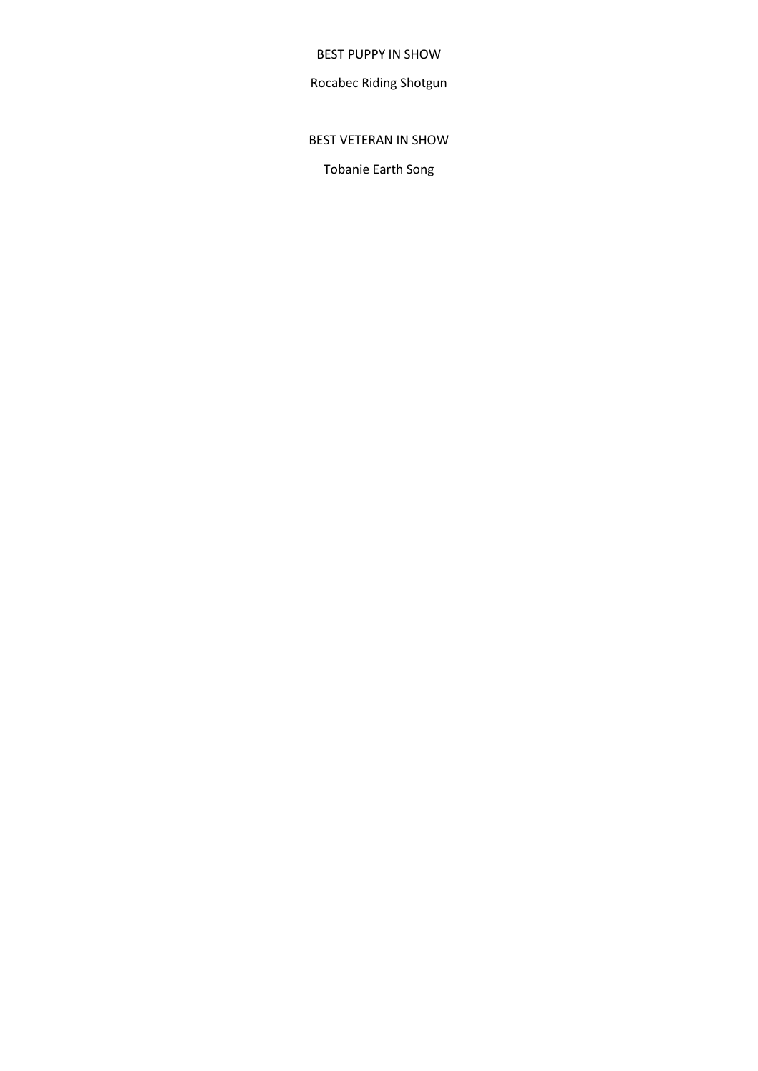BEST PUPPY IN SHOW

Rocabec Riding Shotgun

BEST VETERAN IN SHOW

Tobanie Earth Song